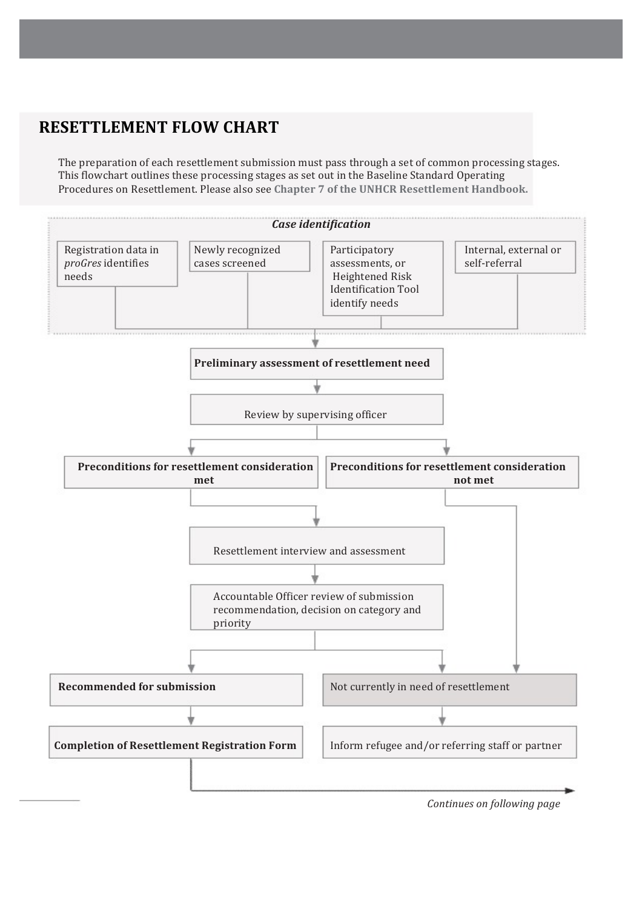## RESETTLEMENT FLOW CHART

The preparation of each resettlement submission must pass through a set of common processing stages. This flowchart outlines these processing stages as set out in the Baseline Standard Operating Procedures on Resettlement. Please also see **Chapter 7 of the UNHCR Resettlement Handbook.**

***Case identification***

- Registration data in *proGres* identifies needs
- Newly recognized cases screened
- Participatory assessments, or Heightened Risk Identification Tool identify needs
- Internal, external or self-referral

↓

**Preliminary assessment of resettlement need**

↓

Review by supervising officer

↓

- **Preconditions for resettlement consideration met**
  - ↓ Resettlement interview and assessment
  - ↓ Accountable Officer review of submission recommendation, decision on category and priority
    - ↓ **Recommended for submission**
      - ↓ **Completion of Resettlement Registration Form** →
    - ↓ Not currently in need of resettlement
- **Preconditions for resettlement consideration not met**
  - ↓ Not currently in need of resettlement
    - ↓ Inform refugee and/or referring staff or partner

*Continues on following page*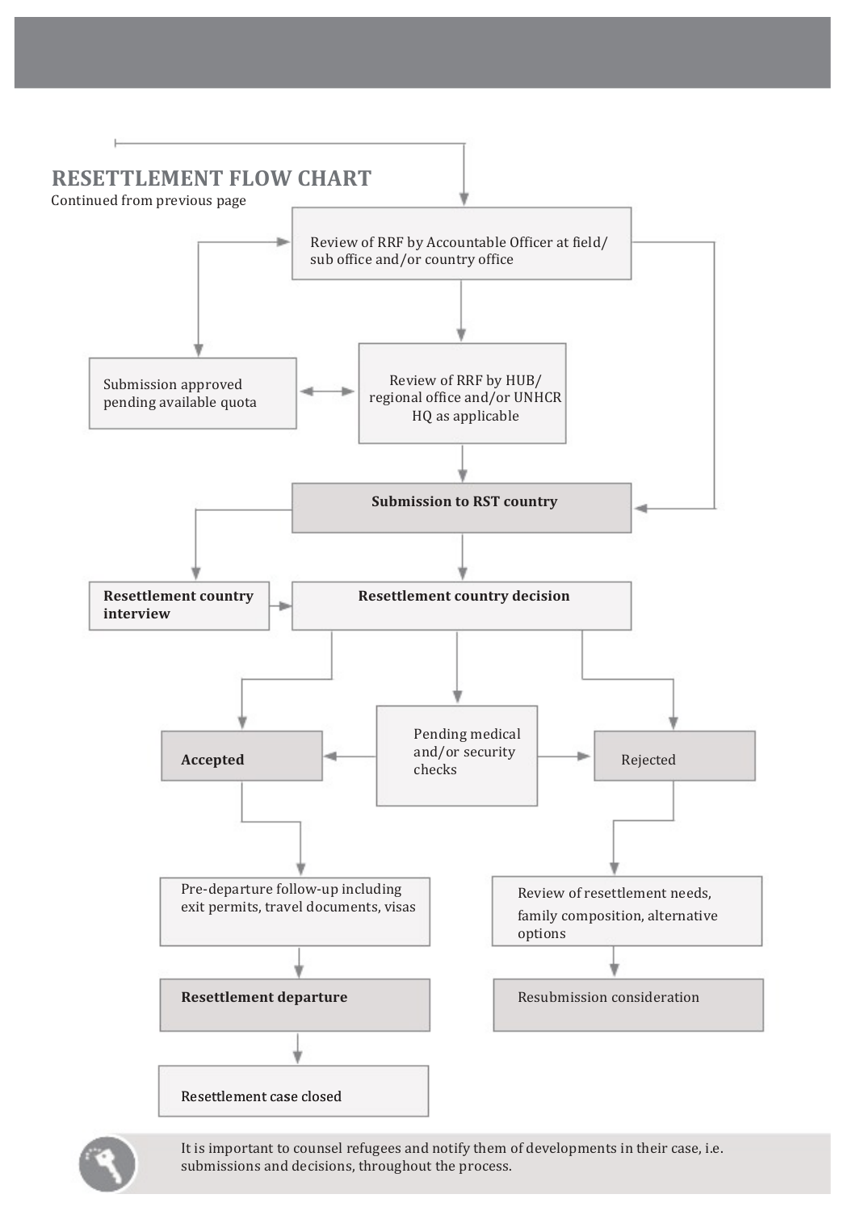## RESETTLEMENT FLOW CHART

Continued from previous page

Review of RRF by Accountable Officer at field/ sub office and/or country office

Submission approved pending available quota

Review of RRF by HUB/ regional office and/or UNHCR HQ as applicable

**Submission to RST country**

**Resettlement country interview**

**Resettlement country decision**

**Accepted**

Pending medical and/or security checks

Rejected

Pre-departure follow-up including exit permits, travel documents, visas

Review of resettlement needs, family composition, alternative options

**Resettlement departure**

Resubmission consideration

Resettlement case closed

It is important to counsel refugees and notify them of developments in their case, i.e. submissions and decisions, throughout the process.